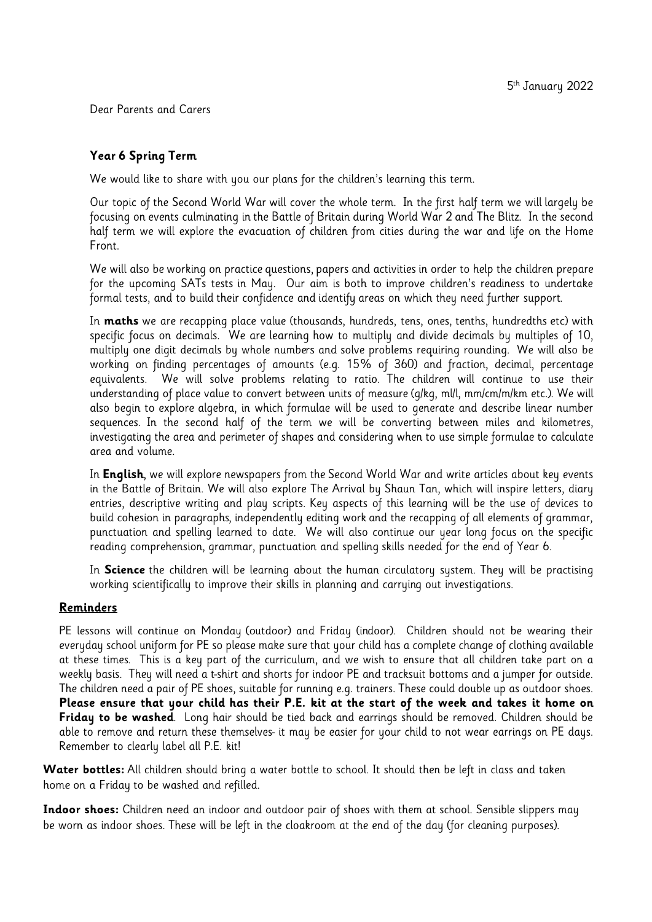5th January 2022

Dear Parents and Carers

**Year 6 Spring Term**

We would like to share with you our plans for the children's learning this term.

Our topic of the Second World War will cover the whole term. In the first half term we will largely be focusing on events culminating in the Battle of Britain during World War 2 and The Blitz. In the second half term we will explore the evacuation of children from cities during the war and life on the Home Front.

We will also be working on practice questions, papers and activities in order to help the children prepare for the upcoming SATs tests in May. Our aim is both to improve children's readiness to undertake formal tests, and to build their confidence and identify areas on which they need further support.

In **maths** we are recapping place value (thousands, hundreds, tens, ones, tenths, hundredths etc) with specific focus on decimals. We are learning how to multiply and divide decimals by multiples of 10, multiply one digit decimals by whole numbers and solve problems requiring rounding. We will also be working on finding percentages of amounts (e.g. 15% of 360) and fraction, decimal, percentage equivalents. We will solve problems relating to ratio. The children will continue to use their understanding of place value to convert between units of measure (g/kg, ml/l, mm/cm/m/km etc.). We will also begin to explore algebra, in which formulae will be used to generate and describe linear number sequences. In the second half of the term we will be converting between miles and kilometres, investigating the area and perimeter of shapes and considering when to use simple formulae to calculate area and volume.

In **English**, we will explore newspapers from the Second World War and write articles about key events in the Battle of Britain. We will also explore The Arrival by Shaun Tan, which will inspire letters, diary entries, descriptive writing and play scripts. Key aspects of this learning will be the use of devices to build cohesion in paragraphs, independently editing work and the recapping of all elements of grammar, punctuation and spelling learned to date. We will also continue our year long focus on the specific reading comprehension, grammar, punctuation and spelling skills needed for the end of Year 6.

In **Science** the children will be learning about the human circulatory system. They will be practising working scientifically to improve their skills in planning and carrying out investigations.

**Reminders**

PE lessons will continue on Monday (outdoor) and Friday (indoor). Children should not be wearing their everyday school uniform for PE so please make sure that your child has a complete change of clothing available at these times. This is a key part of the curriculum, and we wish to ensure that all children take part on a weekly basis. They will need a t-shirt and shorts for indoor PE and tracksuit bottoms and a jumper for outside. The children need a pair of PE shoes, suitable for running e.g. trainers. These could double up as outdoor shoes. **Please ensure that your child has their P.E. kit at the start of the week and takes it home on Friday to be washed**. Long hair should be tied back and earrings should be removed. Children should be able to remove and return these themselves- it may be easier for your child to not wear earrings on PE days. Remember to clearly label all P.E. kit!

**Water bottles:** All children should bring a water bottle to school. It should then be left in class and taken home on a Friday to be washed and refilled.

**Indoor shoes:** Children need an indoor and outdoor pair of shoes with them at school. Sensible slippers may be worn as indoor shoes. These will be left in the cloakroom at the end of the day (for cleaning purposes).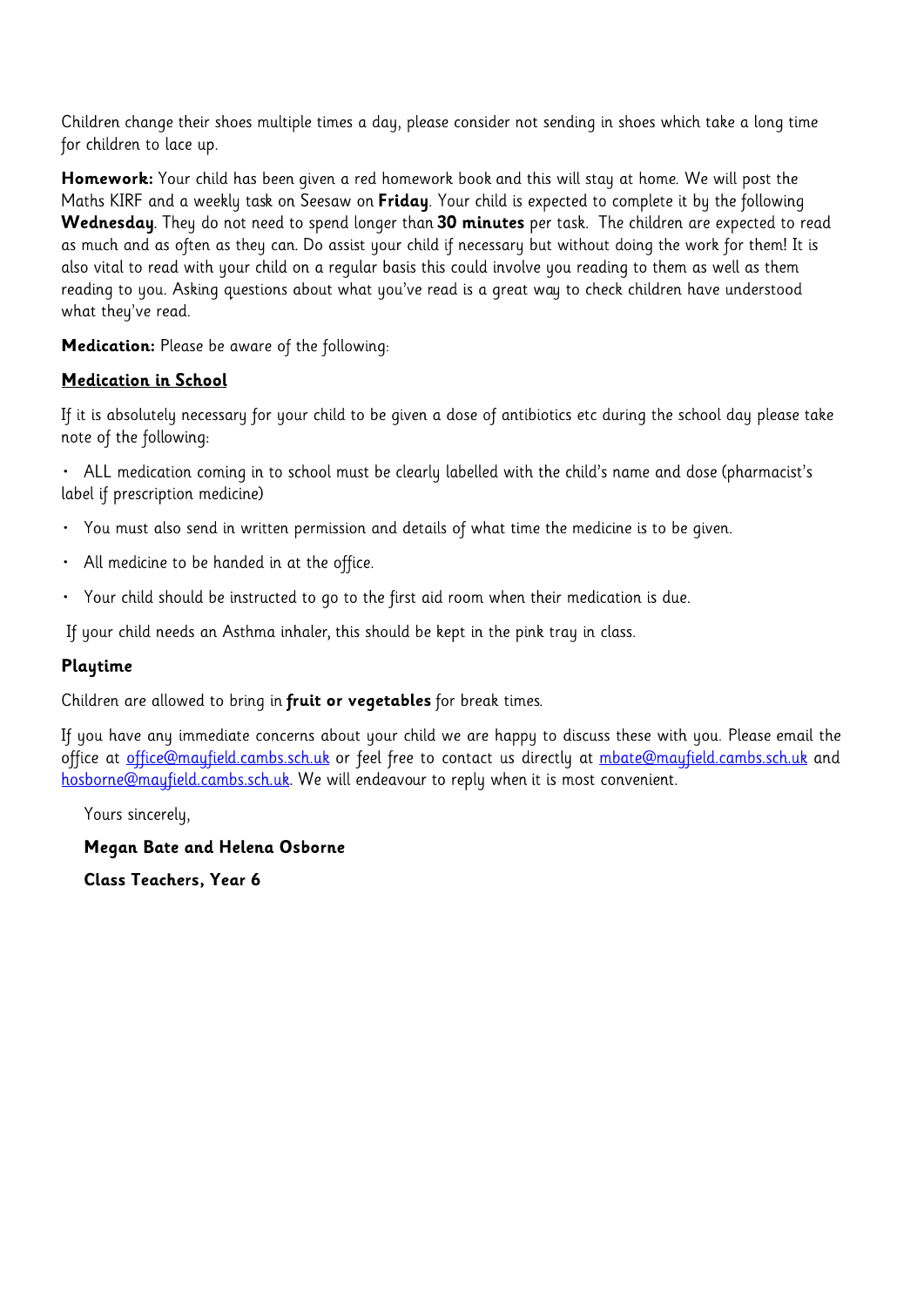Children change their shoes multiple times a day, please consider not sending in shoes which take a long time for children to lace up.

**Homework:** Your child has been given a red homework book and this will stay at home. We will post the Maths KIRF and a weekly task on Seesaw on **Friday**. Your child is expected to complete it by the following **Wednesday**. They do not need to spend longer than **30 minutes** per task. The children are expected to read as much and as often as they can. Do assist your child if necessary but without doing the work for them! It is also vital to read with your child on a regular basis this could involve you reading to them as well as them reading to you. Asking questions about what you've read is a great way to check children have understood what they've read.

**Medication:** Please be aware of the following:

**<u>Medication in School</u>**

If it is absolutely necessary for your child to be given a dose of antibiotics etc during the school day please take note of the following:

- ALL medication coming in to school must be clearly labelled with the child's name and dose (pharmacist's label if prescription medicine)
- You must also send in written permission and details of what time the medicine is to be given.
- All medicine to be handed in at the office.
- Your child should be instructed to go to the first aid room when their medication is due.

If your child needs an Asthma inhaler, this should be kept in the pink tray in class.

**Playtime**

Children are allowed to bring in **fruit or vegetables** for break times.

If you have any immediate concerns about your child we are happy to discuss these with you. Please email the office at office@mayfield.cambs.sch.uk or feel free to contact us directly at mbate@mayfield.cambs.sch.uk and hosborne@mayfield.cambs.sch.uk. We will endeavour to reply when it is most convenient.

Yours sincerely,

**Megan Bate and Helena Osborne**

**Class Teachers, Year 6**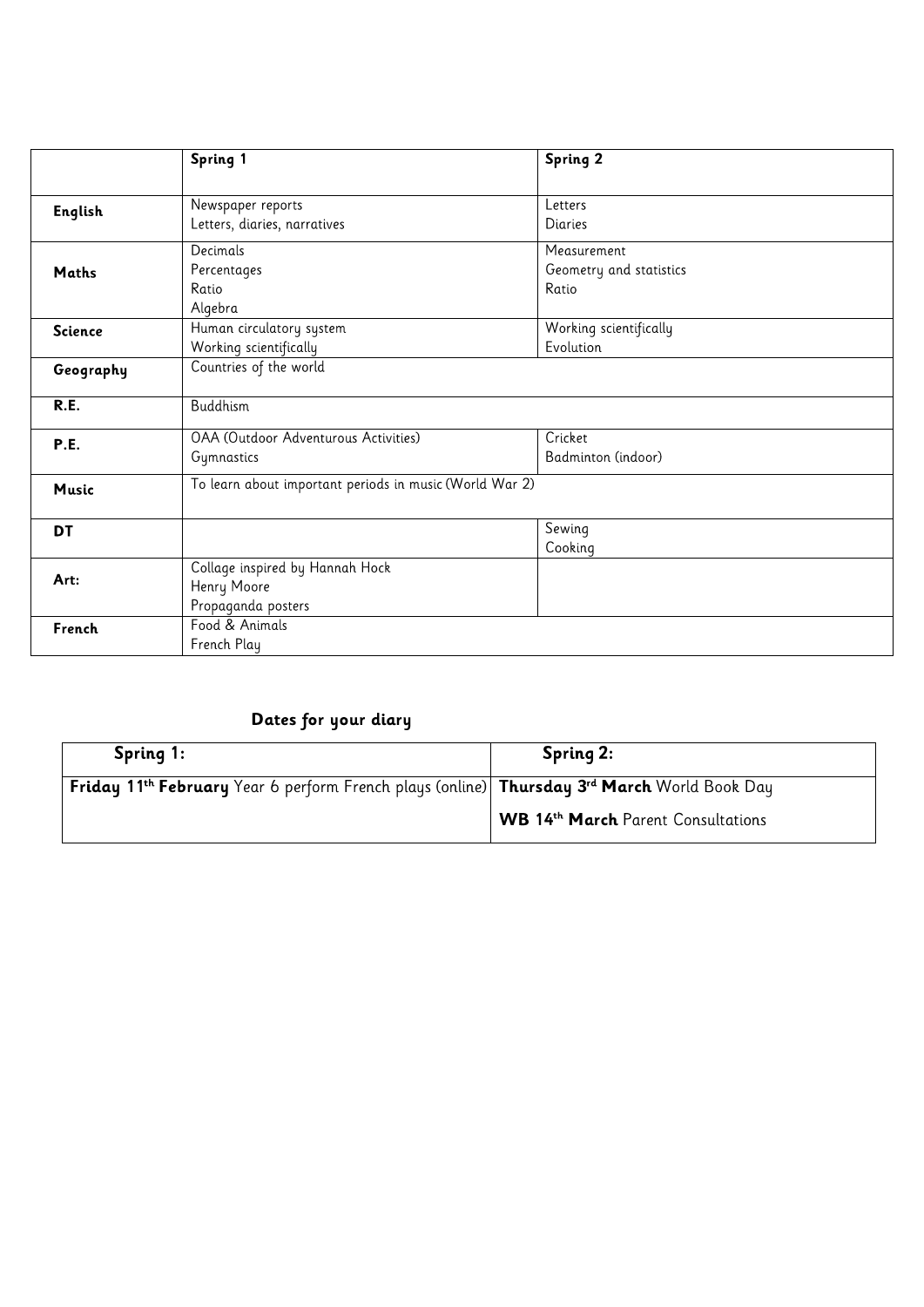| | **Spring 1** | **Spring 2** |
|---|---|---|
| **English** | Newspaper reports<br>Letters, diaries, narratives | Letters<br>Diaries |
| **Maths** | Decimals<br>Percentages<br>Ratio<br>Algebra | Measurement<br>Geometry and statistics<br>Ratio |
| **Science** | Human circulatory system<br>Working scientifically | Working scientifically<br>Evolution |
| **Geography** | Countries of the world | |
| **R.E.** | Buddhism | |
| **P.E.** | OAA (Outdoor Adventurous Activities)<br>Gymnastics | Cricket<br>Badminton (indoor) |
| **Music** | To learn about important periods in music (World War 2) | |
| **DT** | | Sewing<br>Cooking |
| **Art:** | Collage inspired by Hannah Hock<br>Henry Moore<br>Propaganda posters | |
| **French** | Food & Animals<br>French Play | |

## Dates for your diary

| Spring 1: | Spring 2: |
|---|---|
| **Friday 11th February** Year 6 perform French plays (online) | **Thursday 3rd March** World Book Day |
| | **WB 14th March** Parent Consultations |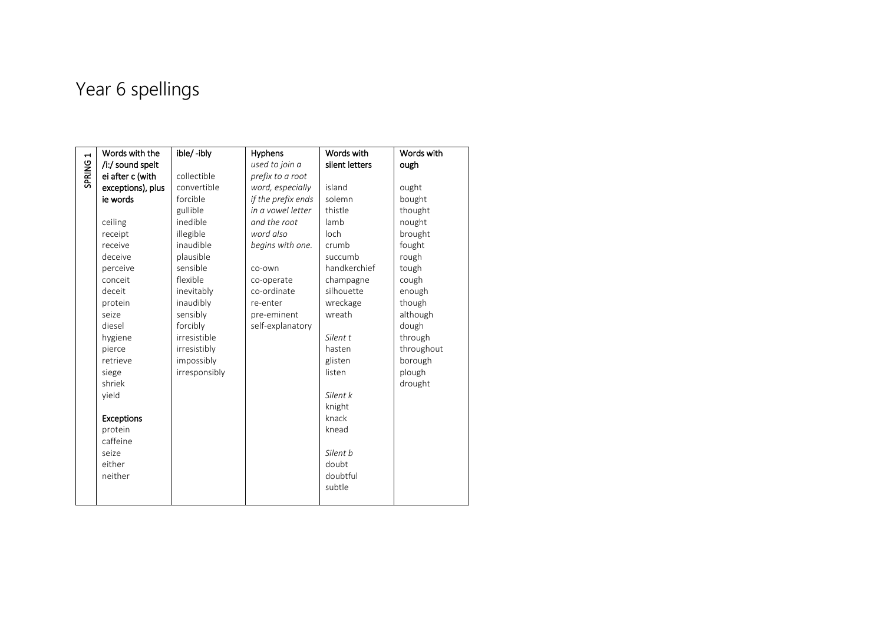# Year 6 spellings

| SPRING 1 | Words with the /i:/ sound spelt ei after c (with exceptions), plus ie words | ible/ -ibly | Hyphens | Words with silent letters | Words with ough |
|---|---|---|---|---|---|
| | | | *used to join a prefix to a root word, especially if the prefix ends in a vowel letter and the root word also begins with one.* | | |
| | ceiling | collectible | co-own | island | ought |
| | receipt | convertible | co-operate | solemn | bought |
| | receive | forcible | co-ordinate | thistle | thought |
| | deceive | gullible | re-enter | lamb | nought |
| | perceive | inedible | pre-eminent | loch | brought |
| | conceit | illegible | self-explanatory | crumb | fought |
| | deceit | inaudible | | succumb | rough |
| | protein | plausible | | handkerchief | tough |
| | seize | sensible | | champagne | cough |
| | diesel | flexible | | silhouette | enough |
| | hygiene | inevitably | | wreckage | though |
| | pierce | inaudibly | | wreath | although |
| | retrieve | sensibly | | | dough |
| | siege | forcibly | | *Silent t* | through |
| | shriek | irresistible | | hasten | throughout |
| | yield | irresistibly | | glisten | borough |
| | | impossibly | | listen | plough |
| | **Exceptions** | irresponsibly | | | drought |
| | protein | | | *Silent k* | |
| | caffeine | | | knight | |
| | seize | | | knack | |
| | either | | | knead | |
| | neither | | | | |
| | | | | *Silent b* | |
| | | | | doubt | |
| | | | | doubtful | |
| | | | | subtle | |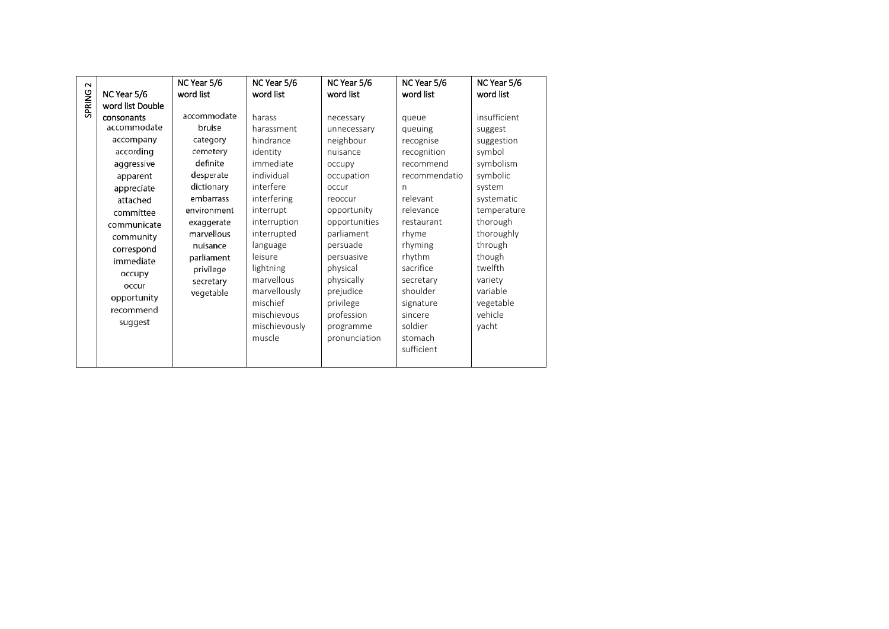| SPRING 2 | NC Year 5/6 word list Double consonants | NC Year 5/6 word list | NC Year 5/6 word list | NC Year 5/6 word list | NC Year 5/6 word list | NC Year 5/6 word list |
|---|---|---|---|---|---|---|
| | accommodate<br>accompany<br>according<br>aggressive<br>apparent<br>appreciate<br>attached<br>committee<br>communicate<br>community<br>correspond<br>immediate<br>occupy<br>occur<br>opportunity<br>recommend<br>suggest | accommodate<br>bruise<br>category<br>cemetery<br>definite<br>desperate<br>dictionary<br>embarrass<br>environment<br>exaggerate<br>marvellous<br>nuisance<br>parliament<br>privilege<br>secretary<br>vegetable | harass<br>harassment<br>hindrance<br>identity<br>immediate<br>individual<br>interfere<br>interfering<br>interrupt<br>interruption<br>interrupted<br>language<br>leisure<br>lightning<br>marvellous<br>marvellously<br>mischief<br>mischievous<br>mischievously<br>muscle | necessary<br>unnecessary<br>neighbour<br>nuisance<br>occupy<br>occupation<br>occur<br>reoccur<br>opportunity<br>opportunities<br>parliament<br>persuade<br>persuasive<br>physical<br>physically<br>prejudice<br>privilege<br>profession<br>programme<br>pronunciation | queue<br>queuing<br>recognise<br>recognition<br>recommend<br>recommendation<br>relevant<br>relevance<br>restaurant<br>rhyme<br>rhyming<br>rhythm<br>sacrifice<br>secretary<br>shoulder<br>signature<br>sincere<br>soldier<br>stomach<br>sufficient | insufficient<br>suggest<br>suggestion<br>symbol<br>symbolism<br>symbolic<br>system<br>systematic<br>temperature<br>thorough<br>thoroughly<br>through<br>though<br>twelfth<br>variety<br>variable<br>vegetable<br>vehicle<br>yacht |